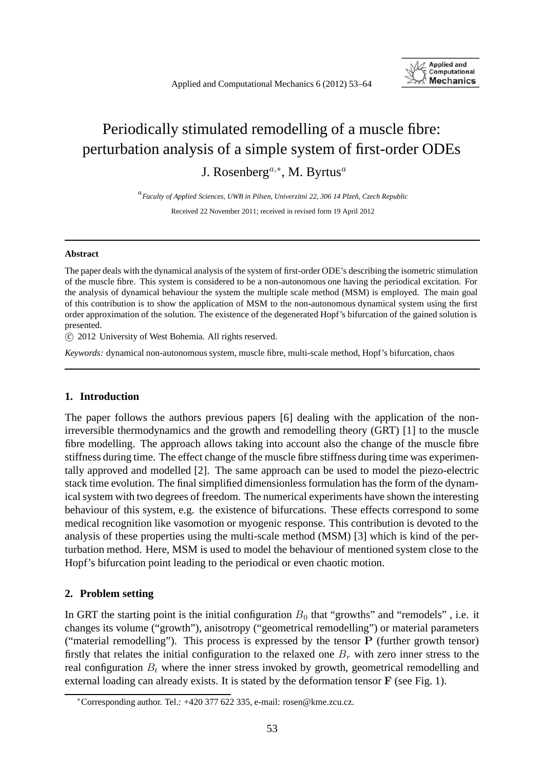# Periodically stimulated remodelling of a muscle fibre: perturbation analysis of a simple system of first-order ODEs

J. Rosenberg[a,∗], M. Byrtus[a]

[a] *Faculty of Applied Sciences, UWB in Pilsen, Univerzitní 22, 306 14 Plzeň, Czech Republic*

Received 22 November 2011; received in revised form 19 April 2012

---

**Abstract**

The paper deals with the dynamical analysis of the system of first-order ODE's describing the isometric stimulation of the muscle fibre. This system is considered to be a non-autonomous one having the periodical excitation. For the analysis of dynamical behaviour the system the multiple scale method (MSM) is employed. The main goal of this contribution is to show the application of MSM to the non-autonomous dynamical system using the first order approximation of the solution. The existence of the degenerated Hopf's bifurcation of the gained solution is presented.

© 2012 University of West Bohemia. All rights reserved.

*Keywords:* dynamical non-autonomous system, muscle fibre, multi-scale method, Hopf's bifurcation, chaos

---

## 1. Introduction

The paper follows the authors previous papers [6] dealing with the application of the non-irreversible thermodynamics and the growth and remodelling theory (GRT) [1] to the muscle fibre modelling. The approach allows taking into account also the change of the muscle fibre stiffness during time. The effect change of the muscle fibre stiffness during time was experimentally approved and modelled [2]. The same approach can be used to model the piezo-electric stack time evolution. The final simplified dimensionless formulation has the form of the dynamical system with two degrees of freedom. The numerical experiments have shown the interesting behaviour of this system, e.g. the existence of bifurcations. These effects correspond to some medical recognition like vasomotion or myogenic response. This contribution is devoted to the analysis of these properties using the multi-scale method (MSM) [3] which is kind of the perturbation method. Here, MSM is used to model the behaviour of mentioned system close to the Hopf's bifurcation point leading to the periodical or even chaotic motion.

## 2. Problem setting

In GRT the starting point is the initial configuration $B_0$ that "growths" and "remodels" , i.e. it changes its volume ("growth"), anisotropy ("geometrical remodelling") or material parameters ("material remodelling"). This process is expressed by the tensor $\mathbf{P}$ (further growth tensor) firstly that relates the initial configuration to the relaxed one $B_r$ with zero inner stress to the real configuration $B_t$ where the inner stress invoked by growth, geometrical remodelling and external loading can already exists. It is stated by the deformation tensor $\mathbf{F}$ (see Fig. 1).

---

∗Corresponding author. Tel.: +420 377 622 335, e-mail: rosen@kme.zcu.cz.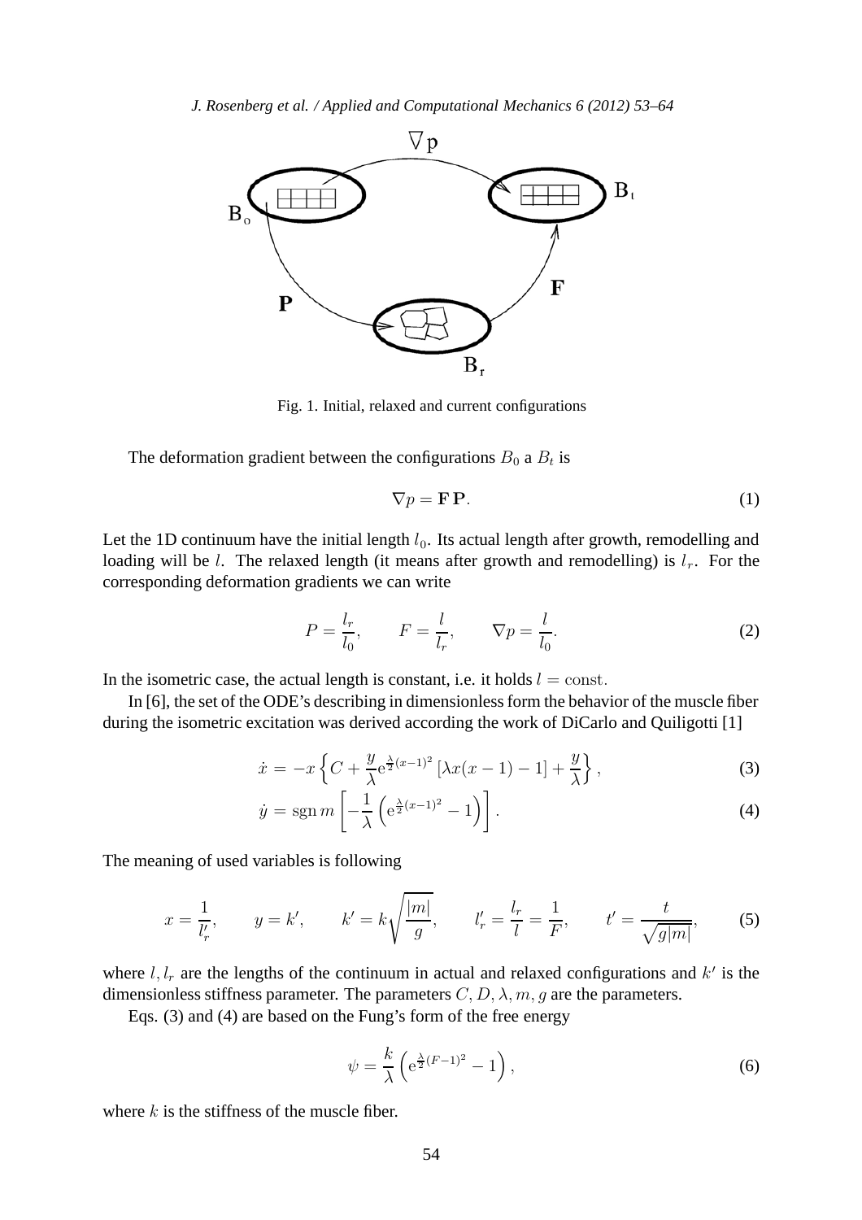Fig. 1. Initial, relaxed and current configurations

The deformation gradient between the configurations $B_0$ a $B_t$ is

$$\nabla p = \mathbf{F}\,\mathbf{P}. \tag{1}$$

Let the 1D continuum have the initial length $l_0$. Its actual length after growth, remodelling and loading will be $l$. The relaxed length (it means after growth and remodelling) is $l_r$. For the corresponding deformation gradients we can write

$$P = \frac{l_r}{l_0}, \qquad F = \frac{l}{l_r}, \qquad \nabla p = \frac{l}{l_0}. \tag{2}$$

In the isometric case, the actual length is constant, i.e. it holds $l = \text{const}$.

In [6], the set of the ODE's describing in dimensionless form the behavior of the muscle fiber during the isometric excitation was derived according the work of DiCarlo and Quiligotti [1]

$$\dot{x} = -x\left\{C + \frac{y}{\lambda}\mathrm{e}^{\frac{\lambda}{2}(x-1)^2}\left[\lambda x(x-1) - 1\right] + \frac{y}{\lambda}\right\}, \tag{3}$$

$$\dot{y} = \operatorname{sgn} m\left[-\frac{1}{\lambda}\left(\mathrm{e}^{\frac{\lambda}{2}(x-1)^2} - 1\right)\right]. \tag{4}$$

The meaning of used variables is following

$$x = \frac{1}{l'_r}, \qquad y = k', \qquad k' = k\sqrt{\frac{|m|}{g}}, \qquad l'_r = \frac{l_r}{l} = \frac{1}{F}, \qquad t' = \frac{t}{\sqrt{g|m|}}, \tag{5}$$

where $l, l_r$ are the lengths of the continuum in actual and relaxed configurations and $k'$ is the dimensionless stiffness parameter. The parameters $C, D, \lambda, m, g$ are the parameters.

Eqs. (3) and (4) are based on the Fung's form of the free energy

$$\psi = \frac{k}{\lambda}\left(\mathrm{e}^{\frac{\lambda}{2}(F-1)^2} - 1\right), \tag{6}$$

where $k$ is the stiffness of the muscle fiber.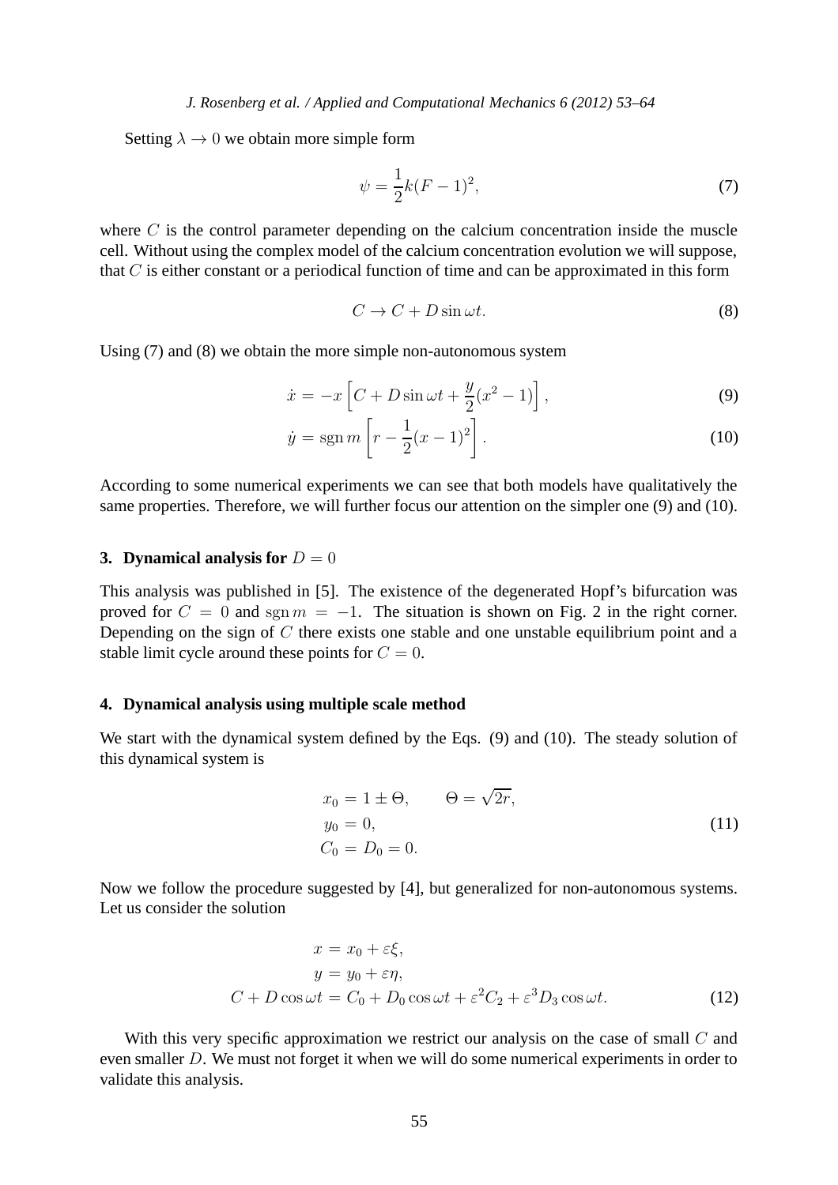Setting $\lambda \to 0$ we obtain more simple form

$$\psi = \frac{1}{2}k(F-1)^2, \tag{7}$$

where $C$ is the control parameter depending on the calcium concentration inside the muscle cell. Without using the complex model of the calcium concentration evolution we will suppose, that $C$ is either constant or a periodical function of time and can be approximated in this form

$$C \to C + D\sin\omega t. \tag{8}$$

Using (7) and (8) we obtain the more simple non-autonomous system

$$\dot{x} = -x\left[C + D\sin\omega t + \frac{y}{2}(x^2-1)\right], \tag{9}$$

$$\dot{y} = \operatorname{sgn} m\left[r - \frac{1}{2}(x-1)^2\right]. \tag{10}$$

According to some numerical experiments we can see that both models have qualitatively the same properties. Therefore, we will further focus our attention on the simpler one (9) and (10).

## 3. Dynamical analysis for $D = 0$

This analysis was published in [5]. The existence of the degenerated Hopf's bifurcation was proved for $C = 0$ and $\operatorname{sgn} m = -1$. The situation is shown on Fig. 2 in the right corner. Depending on the sign of $C$ there exists one stable and one unstable equilibrium point and a stable limit cycle around these points for $C = 0$.

## 4. Dynamical analysis using multiple scale method

We start with the dynamical system defined by the Eqs. (9) and (10). The steady solution of this dynamical system is

$$\begin{aligned} x_0 &= 1 \pm \Theta, \qquad \Theta = \sqrt{2r}, \\ y_0 &= 0, \\ C_0 &= D_0 = 0. \end{aligned} \tag{11}$$

Now we follow the procedure suggested by [4], but generalized for non-autonomous systems. Let us consider the solution

$$\begin{aligned} x &= x_0 + \varepsilon\xi, \\ y &= y_0 + \varepsilon\eta, \\ C + D\cos\omega t &= C_0 + D_0\cos\omega t + \varepsilon^2 C_2 + \varepsilon^3 D_3 \cos\omega t. \end{aligned} \tag{12}$$

With this very specific approximation we restrict our analysis on the case of small $C$ and even smaller $D$. We must not forget it when we will do some numerical experiments in order to validate this analysis.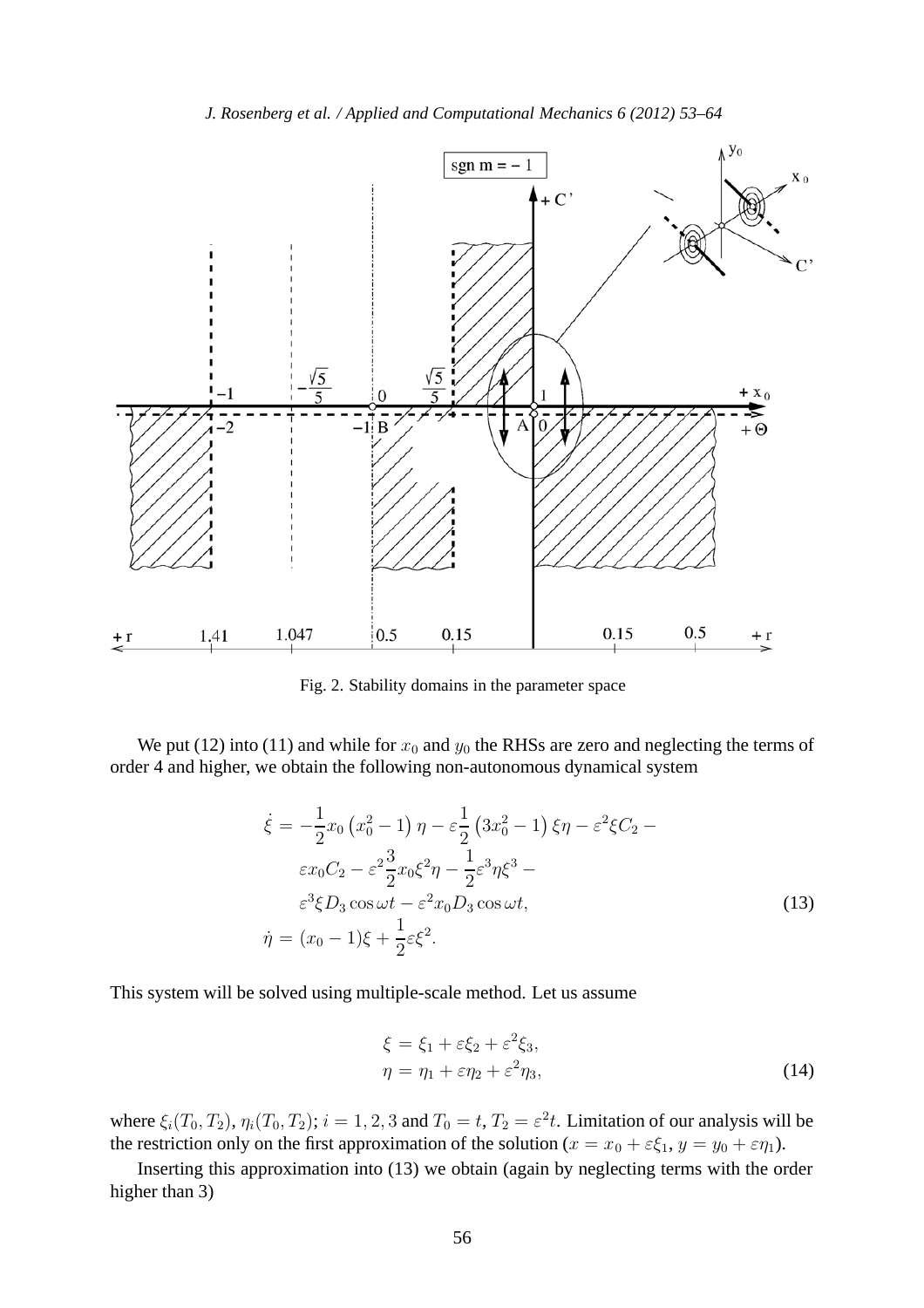Fig. 2. Stability domains in the parameter space

We put (12) into (11) and while for $x_0$ and $y_0$ the RHSs are zero and neglecting the terms of order 4 and higher, we obtain the following non-autonomous dynamical system

$$
\begin{aligned}
\dot{\xi} &= -\frac{1}{2}x_0\left(x_0^2 - 1\right)\eta - \varepsilon\frac{1}{2}\left(3x_0^2 - 1\right)\xi\eta - \varepsilon^2\xi C_2 - \\
&\quad \varepsilon x_0 C_2 - \varepsilon^2\frac{3}{2}x_0\xi^2\eta - \frac{1}{2}\varepsilon^3\eta\xi^3 - \\
&\quad \varepsilon^3\xi D_3\cos\omega t - \varepsilon^2 x_0 D_3\cos\omega t, \\
\dot{\eta} &= (x_0 - 1)\xi + \frac{1}{2}\varepsilon\xi^2.
\end{aligned}
\tag{13}
$$

This system will be solved using multiple-scale method. Let us assume

$$
\begin{aligned}
\xi &= \xi_1 + \varepsilon\xi_2 + \varepsilon^2\xi_3, \\
\eta &= \eta_1 + \varepsilon\eta_2 + \varepsilon^2\eta_3,
\end{aligned}
\tag{14}
$$

where $\xi_i(T_0, T_2)$, $\eta_i(T_0, T_2)$; $i = 1, 2, 3$ and $T_0 = t$, $T_2 = \varepsilon^2 t$. Limitation of our analysis will be the restriction only on the first approximation of the solution ($x = x_0 + \varepsilon\xi_1$, $y = y_0 + \varepsilon\eta_1$).

Inserting this approximation into (13) we obtain (again by neglecting terms with the order higher than 3)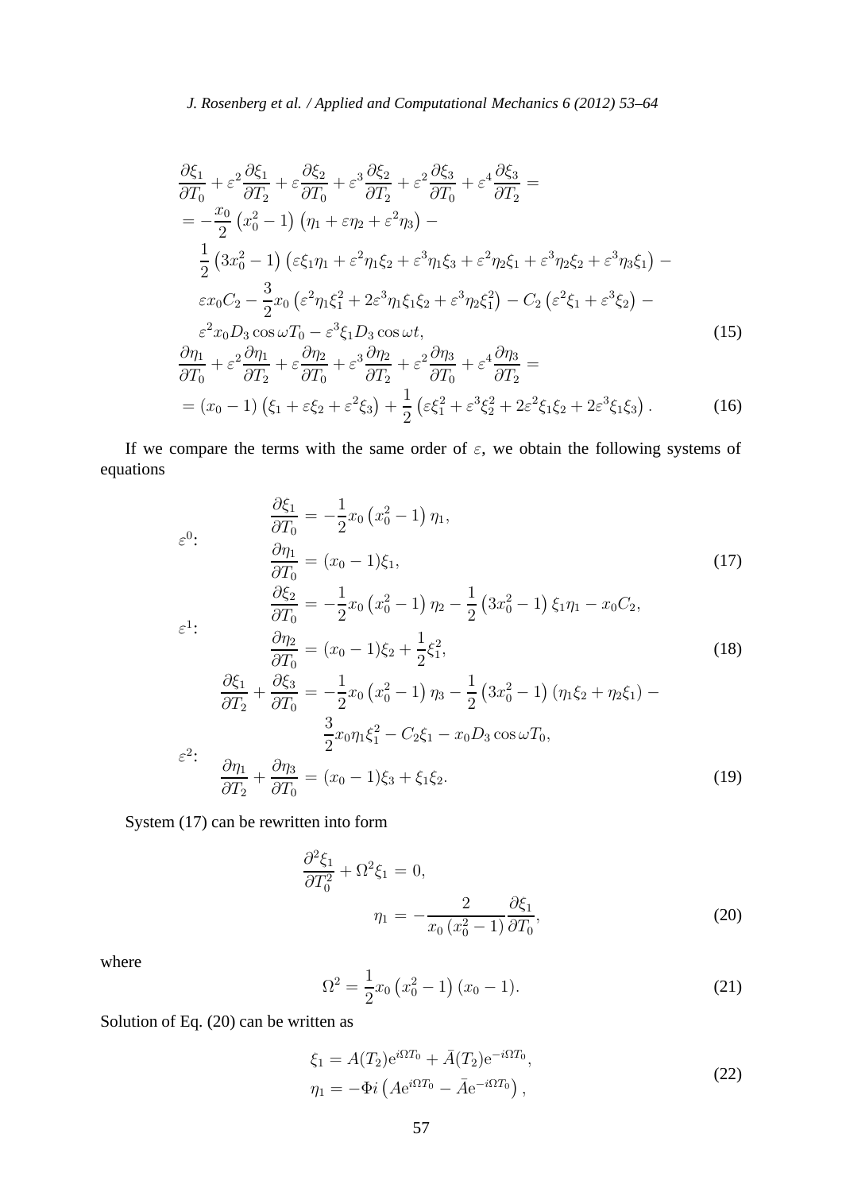$$
\begin{aligned}
&\frac{\partial \xi_1}{\partial T_0} + \varepsilon^2 \frac{\partial \xi_1}{\partial T_2} + \varepsilon \frac{\partial \xi_2}{\partial T_0} + \varepsilon^3 \frac{\partial \xi_2}{\partial T_2} + \varepsilon^2 \frac{\partial \xi_3}{\partial T_0} + \varepsilon^4 \frac{\partial \xi_3}{\partial T_2} = \\
&= -\frac{x_0}{2}\left(x_0^2 - 1\right)\left(\eta_1 + \varepsilon\eta_2 + \varepsilon^2\eta_3\right) - \\
&\quad \frac{1}{2}\left(3x_0^2 - 1\right)\left(\varepsilon\xi_1\eta_1 + \varepsilon^2\eta_1\xi_2 + \varepsilon^3\eta_1\xi_3 + \varepsilon^2\eta_2\xi_1 + \varepsilon^3\eta_2\xi_2 + \varepsilon^3\eta_3\xi_1\right) - \\
&\quad \varepsilon x_0 C_2 - \frac{3}{2}x_0\left(\varepsilon^2\eta_1\xi_1^2 + 2\varepsilon^3\eta_1\xi_1\xi_2 + \varepsilon^3\eta_2\xi_1^2\right) - C_2\left(\varepsilon^2\xi_1 + \varepsilon^3\xi_2\right) - \\
&\quad \varepsilon^2 x_0 D_3 \cos\omega T_0 - \varepsilon^3\xi_1 D_3 \cos\omega t, \qquad (15)
\end{aligned}
$$

$$
\begin{aligned}
&\frac{\partial \eta_1}{\partial T_0} + \varepsilon^2 \frac{\partial \eta_1}{\partial T_2} + \varepsilon \frac{\partial \eta_2}{\partial T_0} + \varepsilon^3 \frac{\partial \eta_2}{\partial T_2} + \varepsilon^2 \frac{\partial \eta_3}{\partial T_0} + \varepsilon^4 \frac{\partial \eta_3}{\partial T_2} = \\
&= (x_0 - 1)\left(\xi_1 + \varepsilon\xi_2 + \varepsilon^2\xi_3\right) + \frac{1}{2}\left(\varepsilon\xi_1^2 + \varepsilon^3\xi_2^2 + 2\varepsilon^2\xi_1\xi_2 + 2\varepsilon^3\xi_1\xi_3\right). \qquad (16)
\end{aligned}
$$

If we compare the terms with the same order of $\varepsilon$, we obtain the following systems of equations

$$
\varepsilon^0: \quad
\begin{aligned}
\frac{\partial \xi_1}{\partial T_0} &= -\frac{1}{2}x_0\left(x_0^2 - 1\right)\eta_1, \\
\frac{\partial \eta_1}{\partial T_0} &= (x_0 - 1)\xi_1,
\end{aligned}
\qquad (17)
$$

$$
\varepsilon^1: \quad
\begin{aligned}
\frac{\partial \xi_2}{\partial T_0} &= -\frac{1}{2}x_0\left(x_0^2 - 1\right)\eta_2 - \frac{1}{2}\left(3x_0^2 - 1\right)\xi_1\eta_1 - x_0 C_2, \\
\frac{\partial \eta_2}{\partial T_0} &= (x_0 - 1)\xi_2 + \frac{1}{2}\xi_1^2,
\end{aligned}
\qquad (18)
$$

$$
\varepsilon^2: \quad
\begin{aligned}
\frac{\partial \xi_1}{\partial T_2} + \frac{\partial \xi_3}{\partial T_0} &= -\frac{1}{2}x_0\left(x_0^2 - 1\right)\eta_3 - \frac{1}{2}\left(3x_0^2 - 1\right)\left(\eta_1\xi_2 + \eta_2\xi_1\right) - \\
&\quad \frac{3}{2}x_0\eta_1\xi_1^2 - C_2\xi_1 - x_0 D_3 \cos\omega T_0, \\
\frac{\partial \eta_1}{\partial T_2} + \frac{\partial \eta_3}{\partial T_0} &= (x_0 - 1)\xi_3 + \xi_1\xi_2.
\end{aligned}
\qquad (19)
$$

System (17) can be rewritten into form

$$
\begin{aligned}
\frac{\partial^2 \xi_1}{\partial T_0^2} + \Omega^2 \xi_1 &= 0, \\
\eta_1 &= -\frac{2}{x_0\left(x_0^2 - 1\right)}\frac{\partial \xi_1}{\partial T_0},
\end{aligned}
\qquad (20)
$$

where

$$
\Omega^2 = \frac{1}{2}x_0\left(x_0^2 - 1\right)(x_0 - 1). \qquad (21)
$$

Solution of Eq. (20) can be written as

$$
\begin{aligned}
\xi_1 &= A(T_2)\mathrm{e}^{i\Omega T_0} + \bar{A}(T_2)\mathrm{e}^{-i\Omega T_0}, \\
\eta_1 &= -\Phi i\left(A\mathrm{e}^{i\Omega T_0} - \bar{A}\mathrm{e}^{-i\Omega T_0}\right),
\end{aligned}
\qquad (22)
$$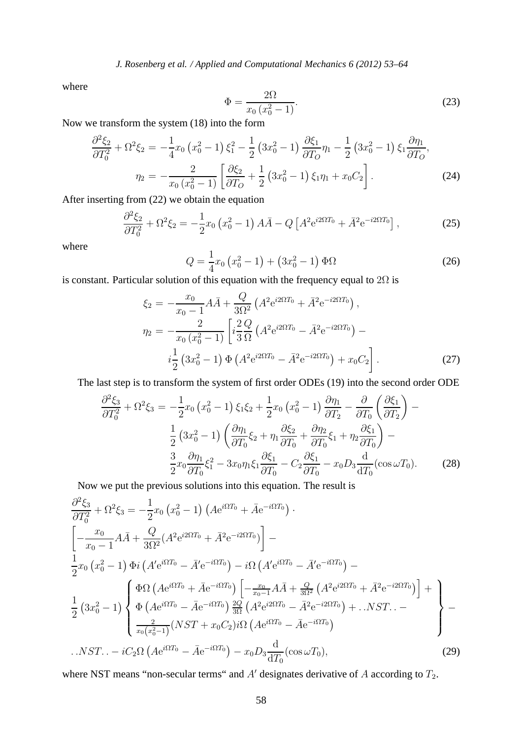where

$$\Phi = \frac{2\Omega}{x_0\left(x_0^2 - 1\right)}. \tag{23}$$

Now we transform the system (18) into the form

$$\begin{aligned}
\frac{\partial^2 \xi_2}{\partial T_0^2} + \Omega^2 \xi_2 &= -\frac{1}{4} x_0 \left(x_0^2 - 1\right) \xi_1^2 - \frac{1}{2}\left(3x_0^2 - 1\right) \frac{\partial \xi_1}{\partial T_O} \eta_1 - \frac{1}{2}\left(3x_0^2 - 1\right) \xi_1 \frac{\partial \eta_1}{\partial T_O}, \\
\eta_2 &= -\frac{2}{x_0\left(x_0^2 - 1\right)} \left[\frac{\partial \xi_2}{\partial T_O} + \frac{1}{2}\left(3x_0^2 - 1\right) \xi_1 \eta_1 + x_0 C_2\right].
\end{aligned} \tag{24}$$

After inserting from (22) we obtain the equation

$$\frac{\partial^2 \xi_2}{\partial T_0^2} + \Omega^2 \xi_2 = -\frac{1}{2} x_0 \left(x_0^2 - 1\right) A\bar{A} - Q\left[A^2 \mathrm{e}^{i2\Omega T_0} + \bar{A}^2 \mathrm{e}^{-i2\Omega T_0}\right], \tag{25}$$

where

$$Q = \frac{1}{4} x_0 \left(x_0^2 - 1\right) + \left(3x_0^2 - 1\right) \Phi \Omega \tag{26}$$

is constant. Particular solution of this equation with the frequency equal to $2\Omega$ is

$$\begin{aligned}
\xi_2 &= -\frac{x_0}{x_0 - 1} A\bar{A} + \frac{Q}{3\Omega^2}\left(A^2 \mathrm{e}^{i2\Omega T_0} + \bar{A}^2 \mathrm{e}^{-i2\Omega T_0}\right), \\
\eta_2 &= -\frac{2}{x_0\left(x_0^2 - 1\right)} \left[i \frac{2}{3} \frac{Q}{\Omega}\left(A^2 \mathrm{e}^{i2\Omega T_0} - \bar{A}^2 \mathrm{e}^{-i2\Omega T_0}\right) - \right. \\
&\qquad \left. i \frac{1}{2}\left(3x_0^2 - 1\right) \Phi \left(A^2 \mathrm{e}^{i2\Omega T_0} - \bar{A}^2 \mathrm{e}^{-i2\Omega T_0}\right) + x_0 C_2\right].
\end{aligned} \tag{27}$$

The last step is to transform the system of first order ODEs (19) into the second order ODE

$$\begin{aligned}
\frac{\partial^2 \xi_3}{\partial T_0^2} + \Omega^2 \xi_3 &= -\frac{1}{2} x_0 \left(x_0^2 - 1\right) \xi_1 \xi_2 + \frac{1}{2} x_0 \left(x_0^2 - 1\right) \frac{\partial \eta_1}{\partial T_2} - \frac{\partial}{\partial T_0}\left(\frac{\partial \xi_1}{\partial T_2}\right) - \\
&\quad \frac{1}{2}\left(3x_0^2 - 1\right)\left(\frac{\partial \eta_1}{\partial T_0} \xi_2 + \eta_1 \frac{\partial \xi_2}{\partial T_0} + \frac{\partial \eta_2}{\partial T_0} \xi_1 + \eta_2 \frac{\partial \xi_1}{\partial T_0}\right) - \\
&\quad \frac{3}{2} x_0 \frac{\partial \eta_1}{\partial T_0} \xi_1^2 - 3x_0 \eta_1 \xi_1 \frac{\partial \xi_1}{\partial T_0} - C_2 \frac{\partial \xi_1}{\partial T_0} - x_0 D_3 \frac{\mathrm{d}}{\mathrm{d}T_0}(\cos \omega T_0).
\end{aligned} \tag{28}$$

Now we put the previous solutions into this equation. The result is

$$\begin{aligned}
&\frac{\partial^2 \xi_3}{\partial T_0^2} + \Omega^2 \xi_3 = -\frac{1}{2} x_0 \left(x_0^2 - 1\right)\left(A \mathrm{e}^{i\Omega T_0} + \bar{A} \mathrm{e}^{-i\Omega T_0}\right) \cdot \\
&\left[-\frac{x_0}{x_0 - 1} A\bar{A} + \frac{Q}{3\Omega^2}(A^2 \mathrm{e}^{i2\Omega T_0} + \bar{A}^2 \mathrm{e}^{-i2\Omega T_0})\right] - \\
&\frac{1}{2} x_0 \left(x_0^2 - 1\right) \Phi i \left(A' \mathrm{e}^{i\Omega T_0} - \bar{A}' \mathrm{e}^{-i\Omega T_0}\right) - i\Omega\left(A' \mathrm{e}^{i\Omega T_0} - \bar{A}' \mathrm{e}^{-i\Omega T_0}\right) - \\
&\frac{1}{2}\left(3x_0^2 - 1\right) \left\{
\begin{array}{l}
\Phi\Omega\left(A \mathrm{e}^{i\Omega T_0} + \bar{A} \mathrm{e}^{-i\Omega T_0}\right)\left[-\frac{x_0}{x_0 - 1} A\bar{A} + \frac{Q}{3\Omega^2}\left(A^2 \mathrm{e}^{i2\Omega T_0} + \bar{A}^2 \mathrm{e}^{-i2\Omega T_0}\right)\right] + \\
\Phi\left(A \mathrm{e}^{i\Omega T_0} - \bar{A} \mathrm{e}^{-i\Omega T_0}\right) \frac{2Q}{3\Omega}\left(A^2 \mathrm{e}^{i2\Omega T_0} - \bar{A}^2 \mathrm{e}^{-i2\Omega T_0}\right) + ..NST.. - \\
\frac{2}{x_0\left(x_0^2 - 1\right)}(NST + x_0 C_2) i\Omega\left(A \mathrm{e}^{i\Omega T_0} - \bar{A} \mathrm{e}^{-i\Omega T_0}\right)
\end{array}
\right\} - \\
&..NST.. - iC_2 \Omega\left(A \mathrm{e}^{i\Omega T_0} - \bar{A} \mathrm{e}^{-i\Omega T_0}\right) - x_0 D_3 \frac{\mathrm{d}}{\mathrm{d}T_0}(\cos \omega T_0),
\end{aligned} \tag{29}$$

where NST means "non-secular terms" and $A'$ designates derivative of $A$ according to $T_2$.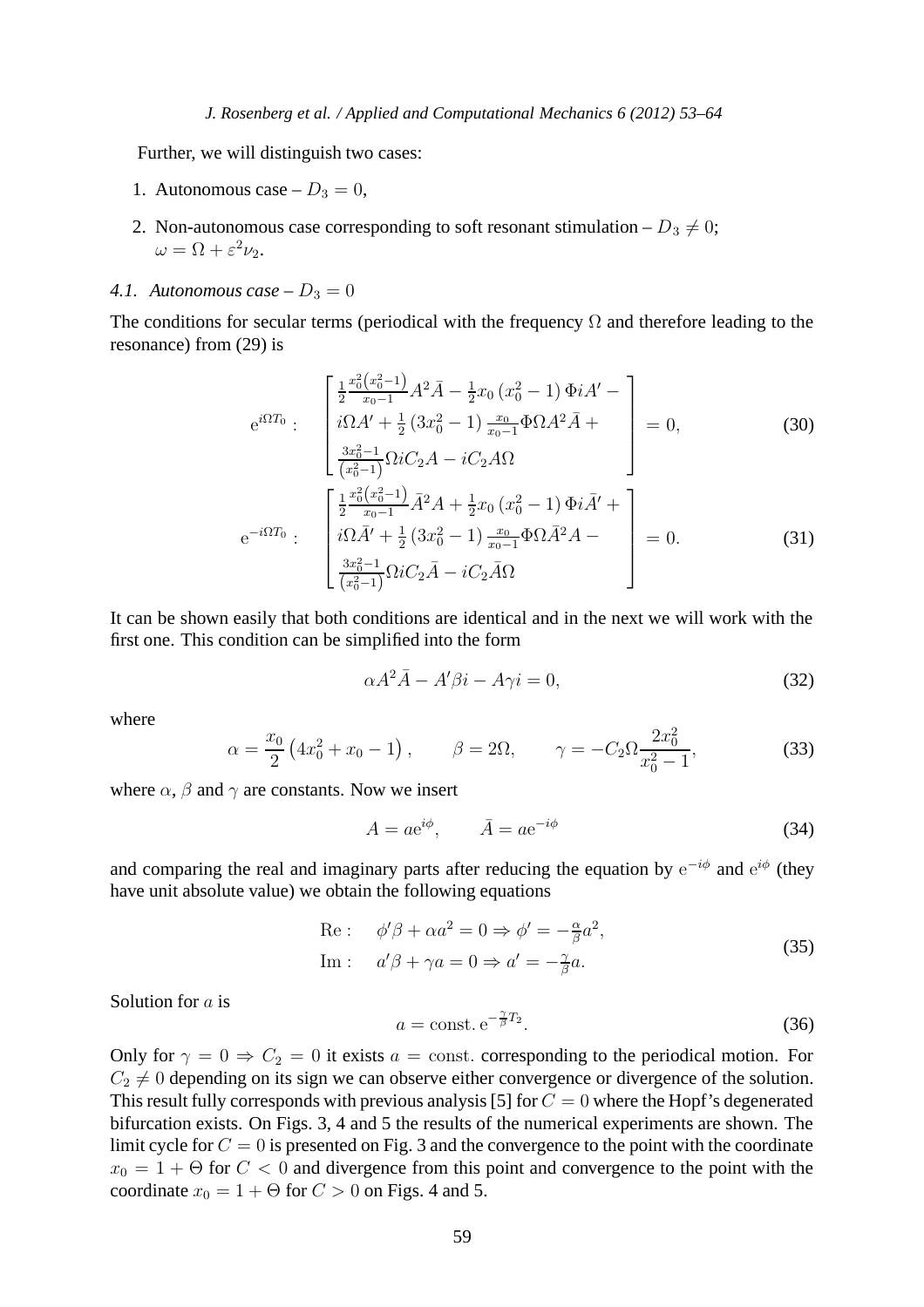Further, we will distinguish two cases:

1. Autonomous case – $D_3 = 0$,
2. Non-autonomous case corresponding to soft resonant stimulation – $D_3 \neq 0$; $\omega = \Omega + \varepsilon^2 \nu_2$.

### 4.1. Autonomous case – $D_3 = 0$

The conditions for secular terms (periodical with the frequency $\Omega$ and therefore leading to the resonance) from (29) is

$$
\mathrm{e}^{i\Omega T_0}: \quad \begin{bmatrix} \frac{1}{2}\frac{x_0^2\left(x_0^2-1\right)}{x_0-1}A^2\bar{A} - \frac{1}{2}x_0\left(x_0^2-1\right)\Phi i A' - \\ i\Omega A' + \frac{1}{2}\left(3x_0^2-1\right)\frac{x_0}{x_0-1}\Phi\Omega A^2\bar{A} + \\ \frac{3x_0^2-1}{\left(x_0^2-1\right)}\Omega i C_2 A - iC_2 A\Omega \end{bmatrix} = 0, \tag{30}
$$

$$
\mathrm{e}^{-i\Omega T_0}: \quad \begin{bmatrix} \frac{1}{2}\frac{x_0^2\left(x_0^2-1\right)}{x_0-1}\bar{A}^2 A + \frac{1}{2}x_0\left(x_0^2-1\right)\Phi i \bar{A}' + \\ i\Omega \bar{A}' + \frac{1}{2}\left(3x_0^2-1\right)\frac{x_0}{x_0-1}\Phi\Omega \bar{A}^2 A - \\ \frac{3x_0^2-1}{\left(x_0^2-1\right)}\Omega i C_2 \bar{A} - iC_2 \bar{A}\Omega \end{bmatrix} = 0. \tag{31}
$$

It can be shown easily that both conditions are identical and in the next we will work with the first one. This condition can be simplified into the form

$$
\alpha A^2 \bar{A} - A'\beta i - A\gamma i = 0, \tag{32}
$$

where

$$
\alpha = \frac{x_0}{2}\left(4x_0^2 + x_0 - 1\right), \qquad \beta = 2\Omega, \qquad \gamma = -C_2\Omega\frac{2x_0^2}{x_0^2-1}, \tag{33}
$$

where $\alpha$, $\beta$ and $\gamma$ are constants. Now we insert

$$
A = a\mathrm{e}^{i\phi}, \qquad \bar{A} = a\mathrm{e}^{-i\phi} \tag{34}
$$

and comparing the real and imaginary parts after reducing the equation by $\mathrm{e}^{-i\phi}$ and $\mathrm{e}^{i\phi}$ (they have unit absolute value) we obtain the following equations

$$
\begin{aligned}
\mathrm{Re}: &\quad \phi'\beta + \alpha a^2 = 0 \Rightarrow \phi' = -\tfrac{\alpha}{\beta}a^2, \\
\mathrm{Im}: &\quad a'\beta + \gamma a = 0 \Rightarrow a' = -\tfrac{\gamma}{\beta}a.
\end{aligned} \tag{35}
$$

Solution for $a$ is

$$
a = \mathrm{const.}\, \mathrm{e}^{-\frac{\gamma}{\beta}T_2}. \tag{36}
$$

Only for $\gamma = 0 \Rightarrow C_2 = 0$ it exists $a = \mathrm{const.}$ corresponding to the periodical motion. For $C_2 \neq 0$ depending on its sign we can observe either convergence or divergence of the solution. This result fully corresponds with previous analysis [5] for $C = 0$ where the Hopf's degenerated bifurcation exists. On Figs. 3, 4 and 5 the results of the numerical experiments are shown. The limit cycle for $C = 0$ is presented on Fig. 3 and the convergence to the point with the coordinate $x_0 = 1 + \Theta$ for $C < 0$ and divergence from this point and convergence to the point with the coordinate $x_0 = 1 + \Theta$ for $C > 0$ on Figs. 4 and 5.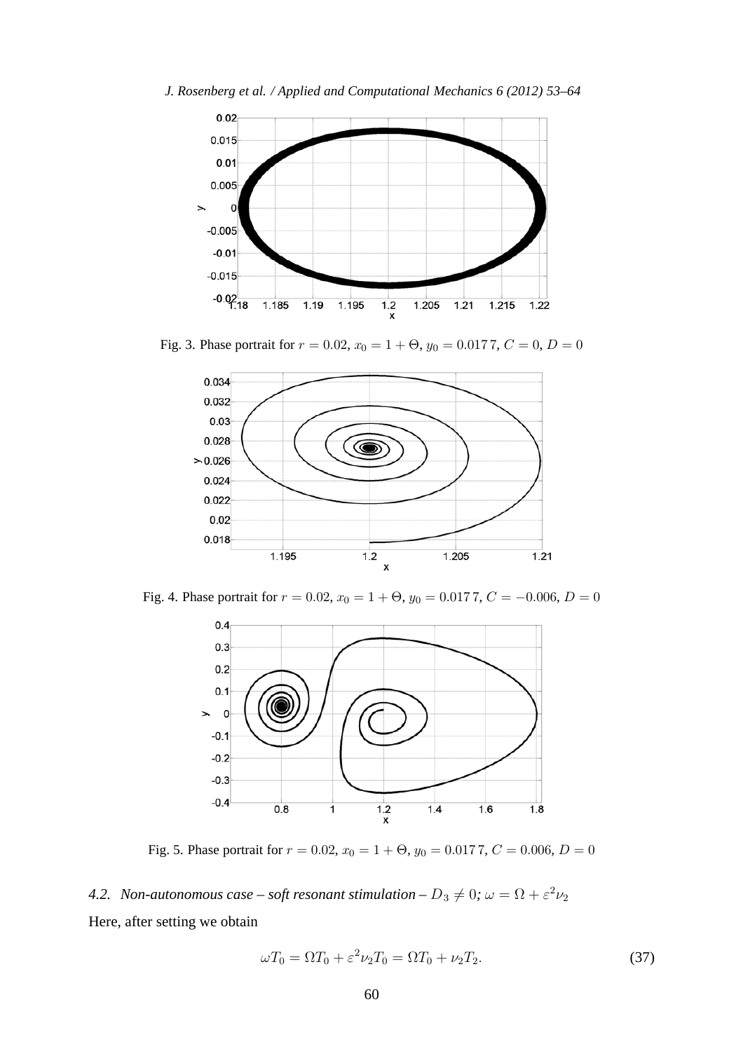Fig. 3. Phase portrait for $r = 0.02$, $x_0 = 1 + \Theta$, $y_0 = 0.0177$, $C = 0$, $D = 0$

Fig. 4. Phase portrait for $r = 0.02$, $x_0 = 1 + \Theta$, $y_0 = 0.0177$, $C = -0.006$, $D = 0$

Fig. 5. Phase portrait for $r = 0.02$, $x_0 = 1 + \Theta$, $y_0 = 0.0177$, $C = 0.006$, $D = 0$

### 4.2. *Non-autonomous case – soft resonant stimulation –* $D_3 \neq 0$*;* $\omega = \Omega + \varepsilon^2 \nu_2$

Here, after setting we obtain

$$\omega T_0 = \Omega T_0 + \varepsilon^2 \nu_2 T_0 = \Omega T_0 + \nu_2 T_2. \tag{37}$$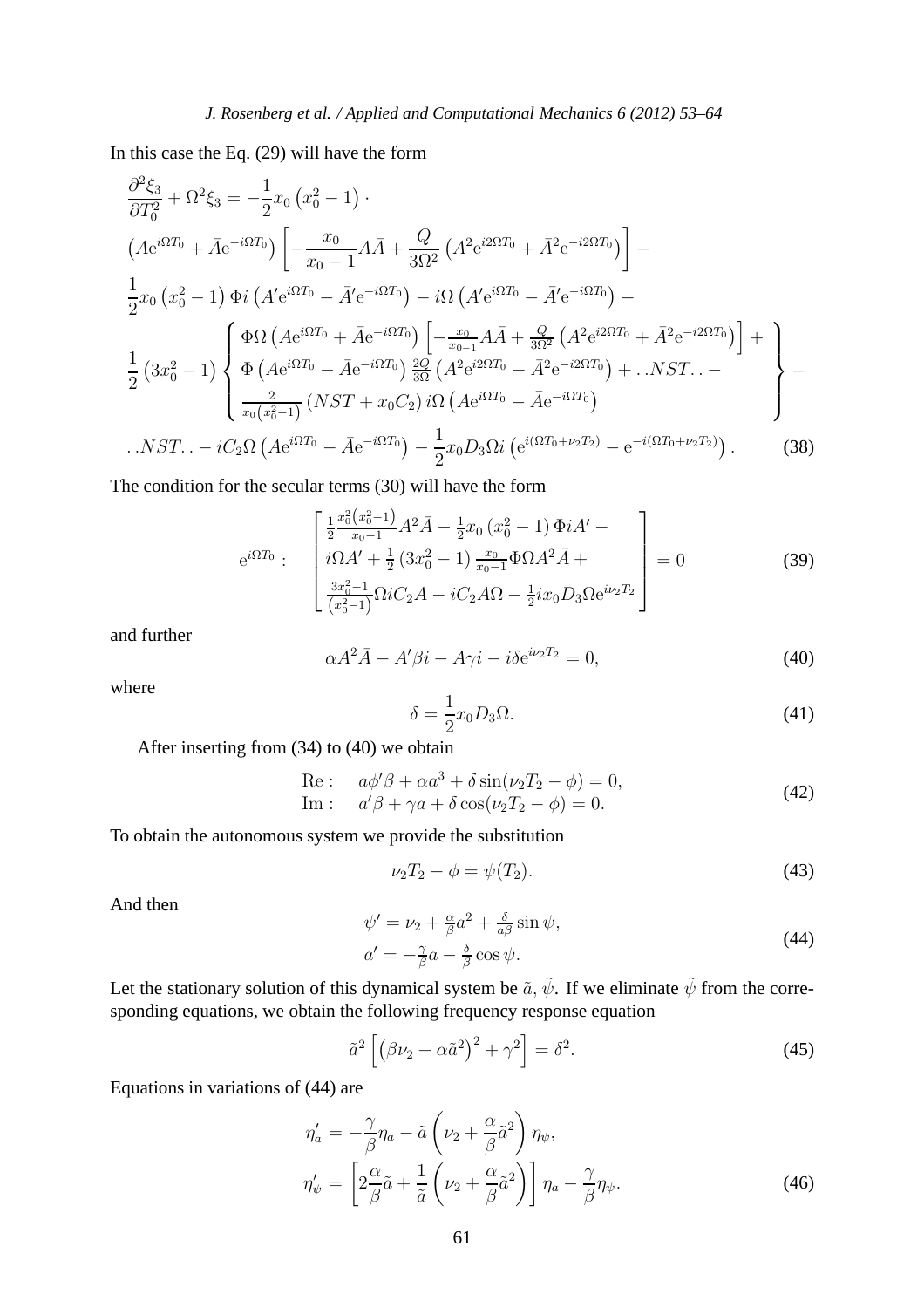In this case the Eq. (29) will have the form

$$
\begin{aligned}
&\frac{\partial^2 \xi_3}{\partial T_0^2} + \Omega^2 \xi_3 = -\frac{1}{2} x_0 \left(x_0^2 - 1\right) \cdot \\
&\left(A \mathrm{e}^{i\Omega T_0} + \bar{A} \mathrm{e}^{-i\Omega T_0}\right) \left[-\frac{x_0}{x_0 - 1} A\bar{A} + \frac{Q}{3\Omega^2}\left(A^2 \mathrm{e}^{i2\Omega T_0} + \bar{A}^2 \mathrm{e}^{-i2\Omega T_0}\right)\right] - \\
&\frac{1}{2} x_0 \left(x_0^2 - 1\right) \Phi i \left(A' \mathrm{e}^{i\Omega T_0} - \bar{A}' \mathrm{e}^{-i\Omega T_0}\right) - i\Omega \left(A' \mathrm{e}^{i\Omega T_0} - \bar{A}' \mathrm{e}^{-i\Omega T_0}\right) - \\
&\frac{1}{2}\left(3x_0^2 - 1\right) \left\{ \begin{array}{l} \Phi\Omega \left(A \mathrm{e}^{i\Omega T_0} + \bar{A} \mathrm{e}^{-i\Omega T_0}\right) \left[-\frac{x_0}{x_0 - 1} A\bar{A} + \frac{Q}{3\Omega^2}\left(A^2 \mathrm{e}^{i2\Omega T_0} + \bar{A}^2 \mathrm{e}^{-i2\Omega T_0}\right)\right] + \\ \Phi \left(A \mathrm{e}^{i\Omega T_0} - \bar{A} \mathrm{e}^{-i\Omega T_0}\right) \frac{2Q}{3\Omega} \left(A^2 \mathrm{e}^{i2\Omega T_0} - \bar{A}^2 \mathrm{e}^{-i2\Omega T_0}\right) + ..NST.. - \\ \frac{2}{x_0\left(x_0^2 - 1\right)} \left(NST + x_0 C_2\right) i\Omega \left(A \mathrm{e}^{i\Omega T_0} - \bar{A} \mathrm{e}^{-i\Omega T_0}\right) \end{array} \right\} - \\
&..NST.. - iC_2 \Omega \left(A \mathrm{e}^{i\Omega T_0} - \bar{A} \mathrm{e}^{-i\Omega T_0}\right) - \frac{1}{2} x_0 D_3 \Omega i \left(\mathrm{e}^{i(\Omega T_0 + \nu_2 T_2)} - \mathrm{e}^{-i(\Omega T_0 + \nu_2 T_2)}\right).
\end{aligned}
\tag{38}
$$

The condition for the secular terms (30) will have the form

$$
\mathrm{e}^{i\Omega T_0}: \quad \left[ \begin{array}{l} \frac{1}{2} \frac{x_0^2\left(x_0^2 - 1\right)}{x_0 - 1} A^2 \bar{A} - \frac{1}{2} x_0 \left(x_0^2 - 1\right) \Phi i A' - \\ i\Omega A' + \frac{1}{2}\left(3x_0^2 - 1\right) \frac{x_0}{x_0 - 1} \Phi \Omega A^2 \bar{A} + \\ \frac{3x_0^2 - 1}{\left(x_0^2 - 1\right)} \Omega i C_2 A - iC_2 A\Omega - \frac{1}{2} i x_0 D_3 \Omega \mathrm{e}^{i\nu_2 T_2} \end{array} \right] = 0 \tag{39}
$$

and further

$$
\alpha A^2 \bar{A} - A' \beta i - A\gamma i - i\delta \mathrm{e}^{i\nu_2 T_2} = 0, \tag{40}
$$

where

$$
\delta = \frac{1}{2} x_0 D_3 \Omega. \tag{41}
$$

After inserting from (34) to (40) we obtain

$$
\begin{array}{ll} \mathrm{Re}: & a\phi'\beta + \alpha a^3 + \delta \sin(\nu_2 T_2 - \phi) = 0, \\ \mathrm{Im}: & a'\beta + \gamma a + \delta \cos(\nu_2 T_2 - \phi) = 0. \end{array} \tag{42}
$$

To obtain the autonomous system we provide the substitution

$$
\nu_2 T_2 - \phi = \psi(T_2). \tag{43}
$$

And then

$$
\begin{array}{l} \psi' = \nu_2 + \frac{\alpha}{\beta} a^2 + \frac{\delta}{a\beta} \sin\psi, \\ a' = -\frac{\gamma}{\beta} a - \frac{\delta}{\beta} \cos\psi. \end{array} \tag{44}
$$

Let the stationary solution of this dynamical system be $\tilde{a}, \tilde{\psi}$. If we eliminate $\tilde{\psi}$ from the corresponding equations, we obtain the following frequency response equation

$$
\tilde{a}^2 \left[\left(\beta\nu_2 + \alpha\tilde{a}^2\right)^2 + \gamma^2\right] = \delta^2. \tag{45}
$$

Equations in variations of (44) are

$$
\begin{aligned}
\eta_a' &= -\frac{\gamma}{\beta}\eta_a - \tilde{a}\left(\nu_2 + \frac{\alpha}{\beta}\tilde{a}^2\right)\eta_\psi, \\
\eta_\psi' &= \left[2\frac{\alpha}{\beta}\tilde{a} + \frac{1}{\tilde{a}}\left(\nu_2 + \frac{\alpha}{\beta}\tilde{a}^2\right)\right]\eta_a - \frac{\gamma}{\beta}\eta_\psi.
\end{aligned}
\tag{46}
$$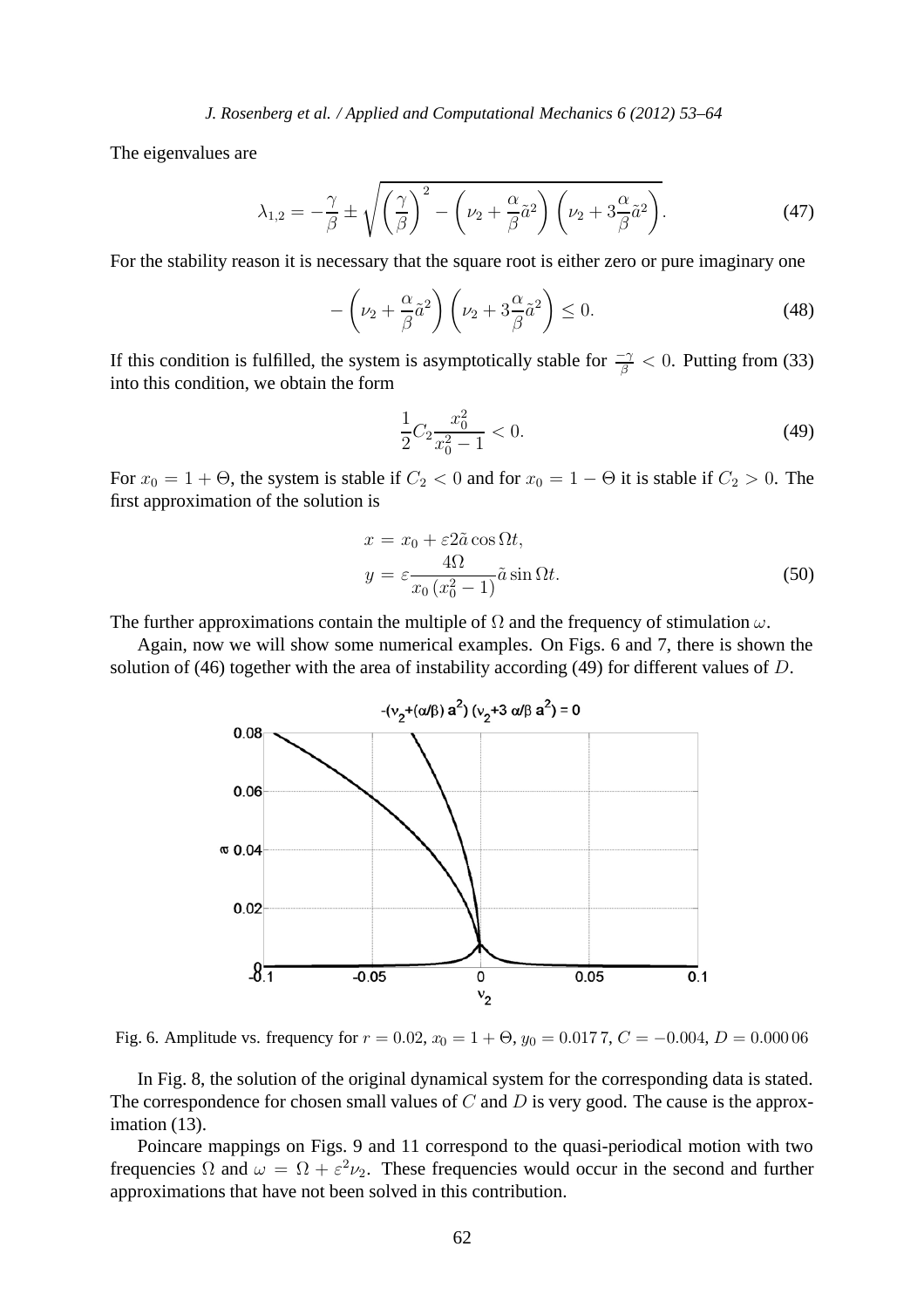The eigenvalues are

$$\lambda_{1,2} = -\frac{\gamma}{\beta} \pm \sqrt{\left(\frac{\gamma}{\beta}\right)^2 - \left(\nu_2 + \frac{\alpha}{\beta}\tilde{a}^2\right)\left(\nu_2 + 3\frac{\alpha}{\beta}\tilde{a}^2\right)}. \tag{47}$$

For the stability reason it is necessary that the square root is either zero or pure imaginary one

$$-\left(\nu_2 + \frac{\alpha}{\beta}\tilde{a}^2\right)\left(\nu_2 + 3\frac{\alpha}{\beta}\tilde{a}^2\right) \leq 0. \tag{48}$$

If this condition is fulfilled, the system is asymptotically stable for $\frac{-\gamma}{\beta} < 0$. Putting from (33) into this condition, we obtain the form

$$\frac{1}{2}C_2\frac{x_0^2}{x_0^2 - 1} < 0. \tag{49}$$

For $x_0 = 1 + \Theta$, the system is stable if $C_2 < 0$ and for $x_0 = 1 - \Theta$ it is stable if $C_2 > 0$. The first approximation of the solution is

$$\begin{aligned} x &= x_0 + \varepsilon 2\tilde{a}\cos\Omega t, \\ y &= \varepsilon\frac{4\Omega}{x_0\left(x_0^2 - 1\right)}\tilde{a}\sin\Omega t. \end{aligned} \tag{50}$$

The further approximations contain the multiple of $\Omega$ and the frequency of stimulation $\omega$.

Again, now we will show some numerical examples. On Figs. 6 and 7, there is shown the solution of (46) together with the area of instability according (49) for different values of $D$.

Fig. 6. Amplitude vs. frequency for $r = 0.02$, $x_0 = 1 + \Theta$, $y_0 = 0.0177$, $C = -0.004$, $D = 0.00006$

In Fig. 8, the solution of the original dynamical system for the corresponding data is stated. The correspondence for chosen small values of $C$ and $D$ is very good. The cause is the approximation (13).

Poincare mappings on Figs. 9 and 11 correspond to the quasi-periodical motion with two frequencies $\Omega$ and $\omega = \Omega + \varepsilon^2\nu_2$. These frequencies would occur in the second and further approximations that have not been solved in this contribution.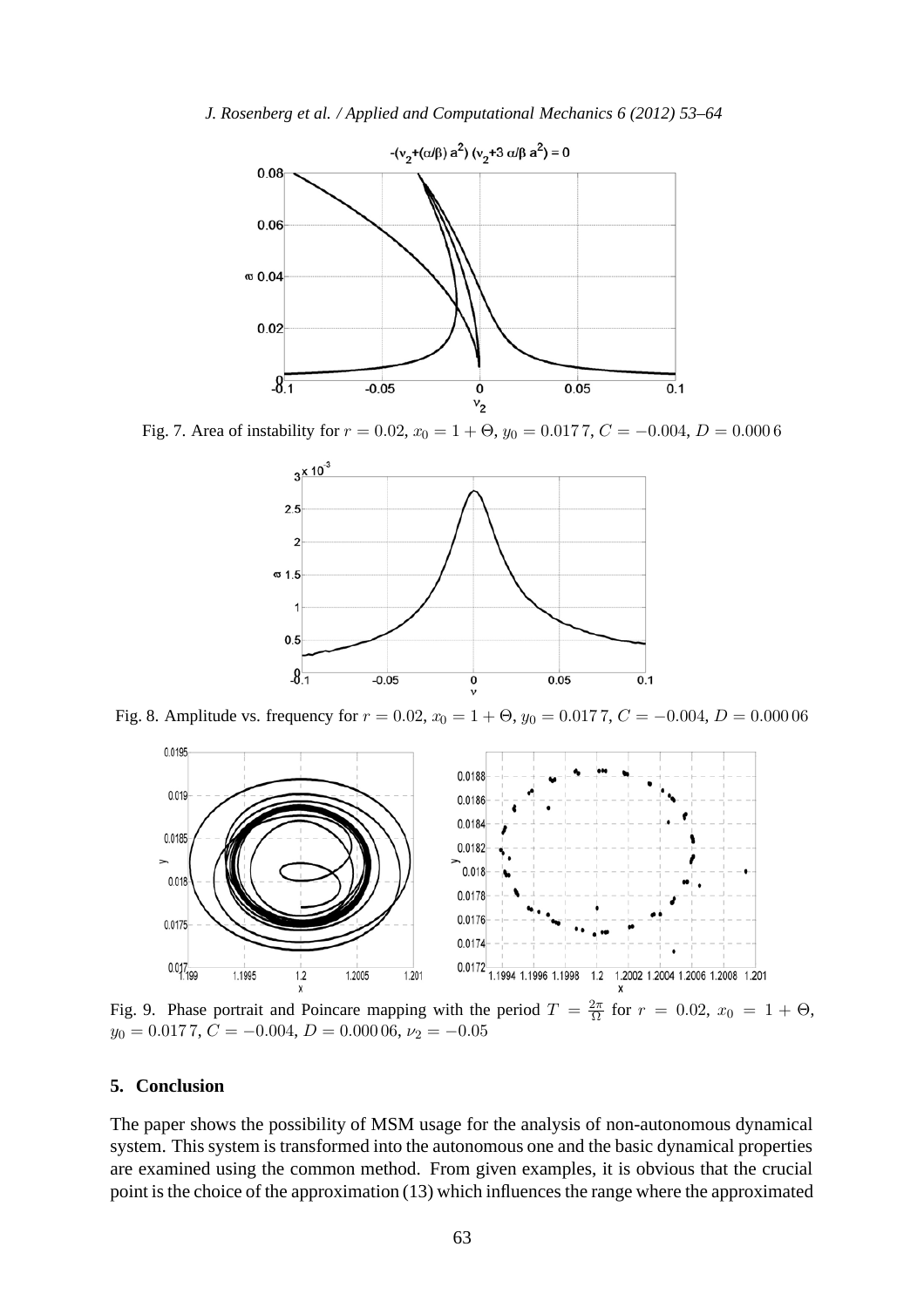Fig. 7. Area of instability for $r = 0.02$, $x_0 = 1 + \Theta$, $y_0 = 0.0177$, $C = -0.004$, $D = 0.0006$

Fig. 8. Amplitude vs. frequency for $r = 0.02$, $x_0 = 1 + \Theta$, $y_0 = 0.0177$, $C = -0.004$, $D = 0.00006$

Fig. 9. Phase portrait and Poincare mapping with the period $T = \frac{2\pi}{\Omega}$ for $r = 0.02$, $x_0 = 1 + \Theta$, $y_0 = 0.0177$, $C = -0.004$, $D = 0.00006$, $\nu_2 = -0.05$

## 5. Conclusion

The paper shows the possibility of MSM usage for the analysis of non-autonomous dynamical system. This system is transformed into the autonomous one and the basic dynamical properties are examined using the common method. From given examples, it is obvious that the crucial point is the choice of the approximation (13) which influences the range where the approximated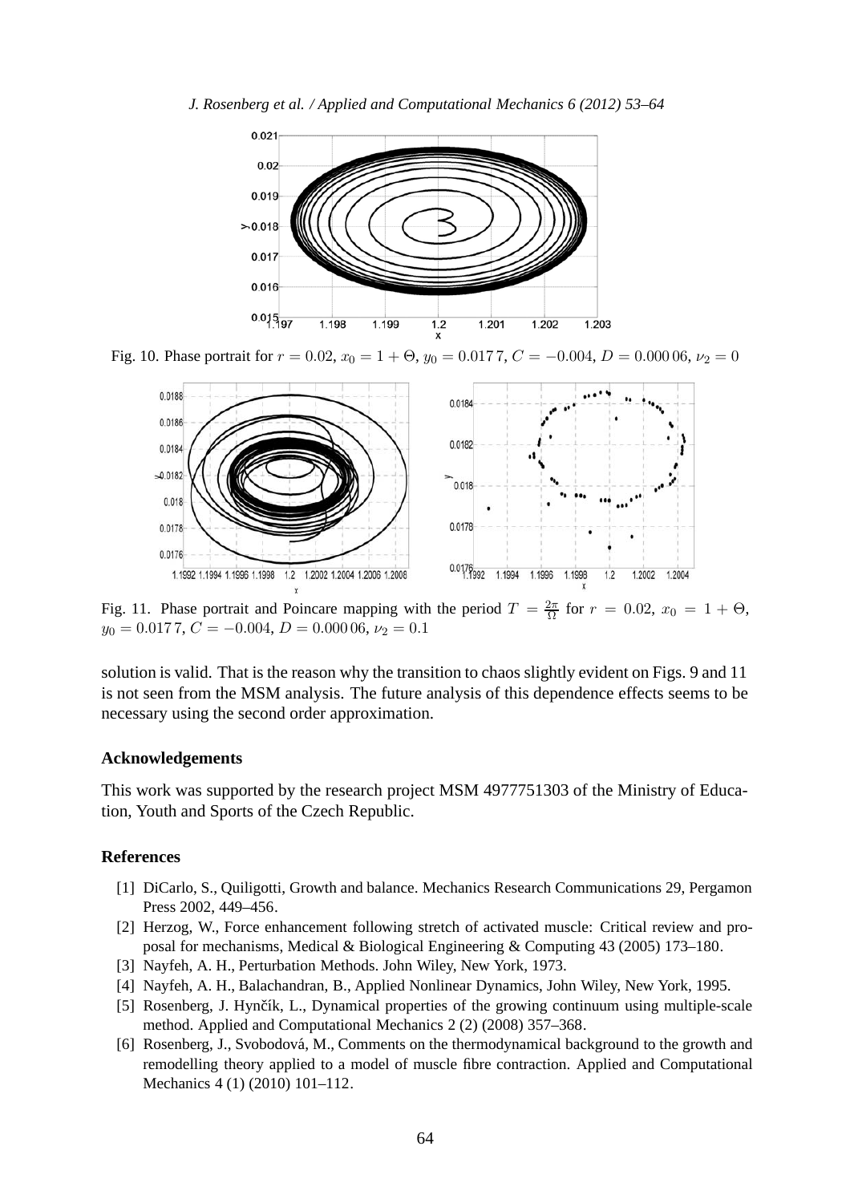0.021
0.02
0.019
y 0.018
0.017
0.016
0.015
1.197 1.198 1.199 1.2 1.201 1.202 1.203
x

Fig. 10. Phase portrait for $r = 0.02$, $x_0 = 1 + \Theta$, $y_0 = 0.0177$, $C = -0.004$, $D = 0.00006$, $\nu_2 = 0$

0.0188
0.0186
0.0184
y 0.0182
0.018
0.0178
0.0176
1.1992 1.1994 1.1996 1.1998 1.2 1.2002 1.2004 1.2006 1.2008
x

0.0184
0.0182
y 0.018
0.0178
0.0176
1.1992 1.1994 1.1996 1.1998 1.2 1.2002 1.2004
x

Fig. 11. Phase portrait and Poincare mapping with the period $T = \frac{2\pi}{\Omega}$ for $r = 0.02$, $x_0 = 1 + \Theta$, $y_0 = 0.0177$, $C = -0.004$, $D = 0.00006$, $\nu_2 = 0.1$

solution is valid. That is the reason why the transition to chaos slightly evident on Figs. 9 and 11 is not seen from the MSM analysis. The future analysis of this dependence effects seems to be necessary using the second order approximation.

## Acknowledgements

This work was supported by the research project MSM 4977751303 of the Ministry of Education, Youth and Sports of the Czech Republic.

## References

[1] DiCarlo, S., Quiligotti, Growth and balance. Mechanics Research Communications 29, Pergamon Press 2002, 449–456.

[2] Herzog, W., Force enhancement following stretch of activated muscle: Critical review and proposal for mechanisms, Medical & Biological Engineering & Computing 43 (2005) 173–180.

[3] Nayfeh, A. H., Perturbation Methods. John Wiley, New York, 1973.

[4] Nayfeh, A. H., Balachandran, B., Applied Nonlinear Dynamics, John Wiley, New York, 1995.

[5] Rosenberg, J. Hynčík, L., Dynamical properties of the growing continuum using multiple-scale method. Applied and Computational Mechanics 2 (2) (2008) 357–368.

[6] Rosenberg, J., Svobodová, M., Comments on the thermodynamical background to the growth and remodelling theory applied to a model of muscle fibre contraction. Applied and Computational Mechanics 4 (1) (2010) 101–112.